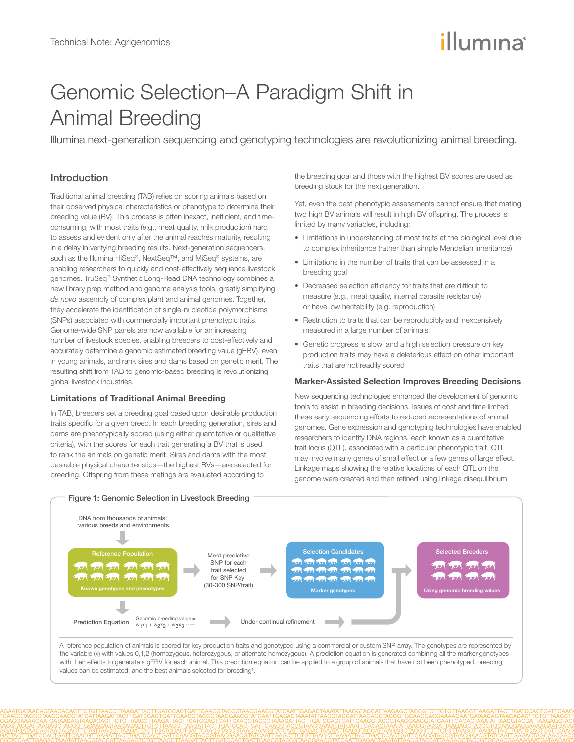Technical Note: Agrigenomics

# Genomic Selection–A Paradigm Shift in Animal Breeding

Illumina next-generation sequencing and genotyping technologies are revolutionizing animal breeding.

## Introduction

Traditional animal breeding (TAB) relies on scoring animals based on their observed physical characteristics or phenotype to determine their breeding value (BV). This process is often inexact, inefficient, and time-consuming, with most traits (e.g., meat quality, milk production) hard to assess and evident only after the animal reaches maturity, resulting in a delay in verifying breeding results. Next-generation sequencers, such as the Illumina HiSeq®, NextSeq™, and MiSeq® systems, are enabling researchers to quickly and cost-effectively sequence livestock genomes. TruSeq® Synthetic Long-Read DNA technology combines a new library prep method and genome analysis tools, greatly simplifying *de novo* assembly of complex plant and animal genomes. Together, they accelerate the identification of single-nucleotide polymorphisms (SNPs) associated with commercially important phenotypic traits. Genome-wide SNP panels are now available for an increasing number of livestock species, enabling breeders to cost-effectively and accurately determine a genomic estimated breeding value (gEBV), even in young animals, and rank sires and dams based on genetic merit. The resulting shift from TAB to genomic-based breeding is revolutionizing global livestock industries.

### Limitations of Traditional Animal Breeding

In TAB, breeders set a breeding goal based upon desirable production traits specific for a given breed. In each breeding generation, sires and dams are phenotypically scored (using either quantitative or qualitative criteria), with the scores for each trait generating a BV that is used to rank the animals on genetic merit. Sires and dams with the most desirable physical characteristics—the highest BVs—are selected for breeding. Offspring from these matings are evaluated according to the breeding goal and those with the highest BV scores are used as breeding stock for the next generation.

Yet, even the best phenotypic assessments cannot ensure that mating two high BV animals will result in high BV offspring. The process is limited by many variables, including:

- Limitations in understanding of most traits at the biological level due to complex inheritance (rather than simple Mendelian inheritance)
- Limitations in the number of traits that can be assessed in a breeding goal
- Decreased selection efficiency for traits that are difficult to measure (e.g., meat quality, internal parasite resistance) or have low heritability (e.g. reproduction)
- Restriction to traits that can be reproducibly and inexpensively measured in a large number of animals
- Genetic progress is slow, and a high selection pressure on key production traits may have a deleterious effect on other important traits that are not readily scored

### Marker-Assisted Selection Improves Breeding Decisions

New sequencing technologies enhanced the development of genomic tools to assist in breeding decisions. Issues of cost and time limited these early sequencing efforts to reduced representations of animal genomes. Gene expression and genotyping technologies have enabled researchers to identify DNA regions, each known as a quantitative trait locus (QTL), associated with a particular phenotypic trait. QTL may involve many genes of small effect or a few genes of large effect. Linkage maps showing the relative locations of each QTL on the genome were created and then refined using linkage disequilibrium

**Figure 1: Genomic Selection in Livestock Breeding**

DNA from thousands of animals: various breeds and environments → Reference Population (Known genotypes and phenotypes) → Most predictive SNP for each trait selected for SNP Key (30-300 SNP/trait) → Selection Candidates (Marker genotypes) → Selected Breeders (Using genomic breeding values)

Prediction Equation: Genomic breeding value = $w_1x_1 + w_2x_2 + w_3x_3$ ----- → Under continual refinement

A reference population of animals is scored for key production traits and genotyped using a commercial or custom SNP array. The genotypes are represented by the variable (x) with values 0,1,2 (homozygous, heterozygous, or alternate homozygous). A prediction equation is generated combining all the marker genotypes with their effects to generate a gEBV for each animal. This prediction equation can be applied to a group of animals that have not been phenotyped, breeding values can be estimated, and the best animals selected for breeding[1].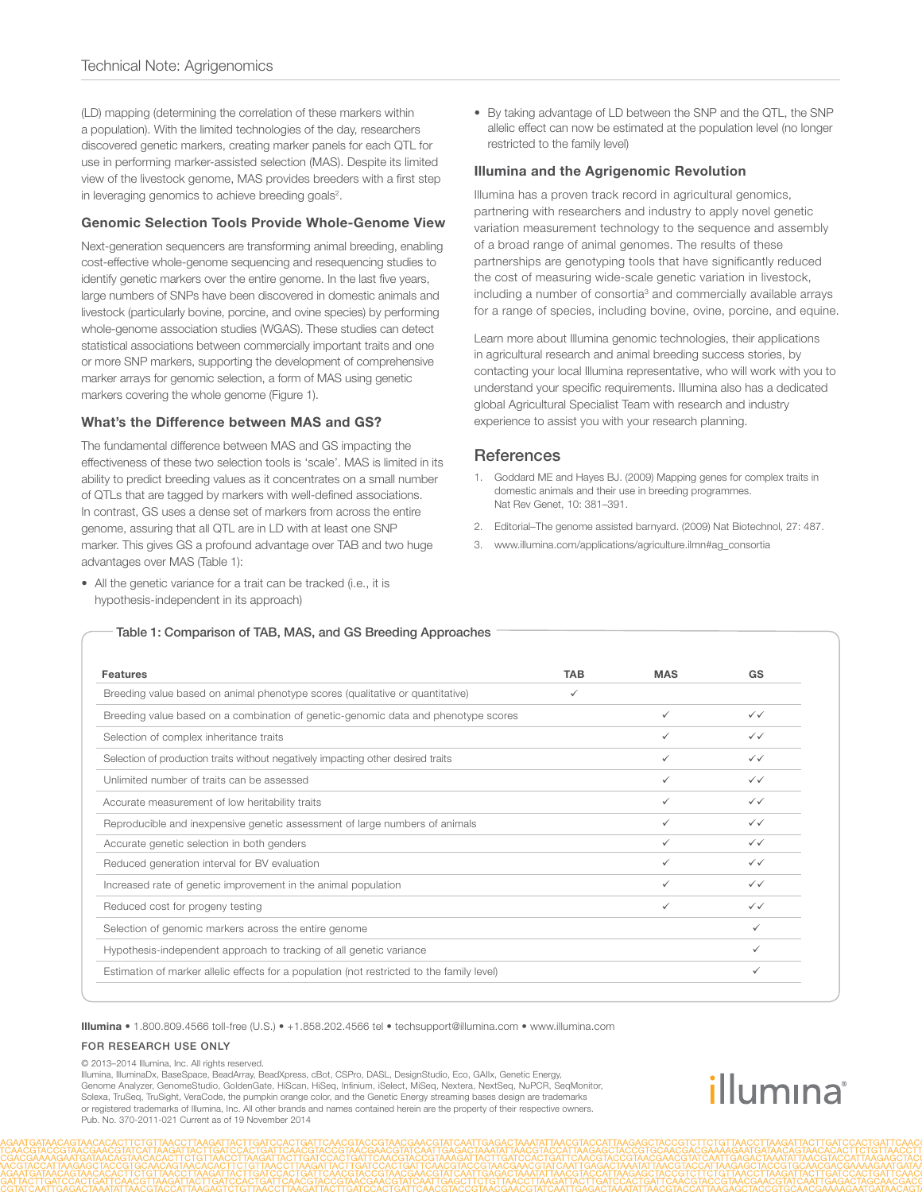(LD) mapping (determining the correlation of these markers within a population). With the limited technologies of the day, researchers discovered genetic markers, creating marker panels for each QTL for use in performing marker-assisted selection (MAS). Despite its limited view of the livestock genome, MAS provides breeders with a first step in leveraging genomics to achieve breeding goals[2].

### Genomic Selection Tools Provide Whole-Genome View

Next-generation sequencers are transforming animal breeding, enabling cost-effective whole-genome sequencing and resequencing studies to identify genetic markers over the entire genome. In the last five years, large numbers of SNPs have been discovered in domestic animals and livestock (particularly bovine, porcine, and ovine species) by performing whole-genome association studies (WGAS). These studies can detect statistical associations between commercially important traits and one or more SNP markers, supporting the development of comprehensive marker arrays for genomic selection, a form of MAS using genetic markers covering the whole genome (Figure 1).

### What's the Difference between MAS and GS?

The fundamental difference between MAS and GS impacting the effectiveness of these two selection tools is 'scale'. MAS is limited in its ability to predict breeding values as it concentrates on a small number of QTLs that are tagged by markers with well-defined associations. In contrast, GS uses a dense set of markers from across the entire genome, assuring that all QTL are in LD with at least one SNP marker. This gives GS a profound advantage over TAB and two huge advantages over MAS (Table 1):

- All the genetic variance for a trait can be tracked (i.e., it is hypothesis-independent in its approach)
- By taking advantage of LD between the SNP and the QTL, the SNP allelic effect can now be estimated at the population level (no longer restricted to the family level)

### Illumina and the Agrigenomic Revolution

Illumina has a proven track record in agricultural genomics, partnering with researchers and industry to apply novel genetic variation measurement technology to the sequence and assembly of a broad range of animal genomes. The results of these partnerships are genotyping tools that have significantly reduced the cost of measuring wide-scale genetic variation in livestock, including a number of consortia[3] and commercially available arrays for a range of species, including bovine, ovine, porcine, and equine.

Learn more about Illumina genomic technologies, their applications in agricultural research and animal breeding success stories, by contacting your local Illumina representative, who will work with you to understand your specific requirements. Illumina also has a dedicated global Agricultural Specialist Team with research and industry experience to assist you with your research planning.

## References

1. Goddard ME and Hayes BJ. (2009) Mapping genes for complex traits in domestic animals and their use in breeding programmes. Nat Rev Genet, 10: 381–391.
2. Editorial–The genome assisted barnyard. (2009) Nat Biotechnol, 27: 487.
3. www.illumina.com/applications/agriculture.ilmn#ag_consortia

Table 1: Comparison of TAB, MAS, and GS Breeding Approaches

| Features | TAB | MAS | GS |
|---|---|---|---|
| Breeding value based on animal phenotype scores (qualitative or quantitative) | ✓ | | |
| Breeding value based on a combination of genetic-genomic data and phenotype scores | | ✓ | ✓✓ |
| Selection of complex inheritance traits | | ✓ | ✓✓ |
| Selection of production traits without negatively impacting other desired traits | | ✓ | ✓✓ |
| Unlimited number of traits can be assessed | | ✓ | ✓✓ |
| Accurate measurement of low heritability traits | | ✓ | ✓✓ |
| Reproducible and inexpensive genetic assessment of large numbers of animals | | ✓ | ✓✓ |
| Accurate genetic selection in both genders | | ✓ | ✓✓ |
| Reduced generation interval for BV evaluation | | ✓ | ✓✓ |
| Increased rate of genetic improvement in the animal population | | ✓ | ✓✓ |
| Reduced cost for progeny testing | | ✓ | ✓✓ |
| Selection of genomic markers across the entire genome | | | ✓ |
| Hypothesis-independent approach to tracking of all genetic variance | | | ✓ |
| Estimation of marker allelic effects for a population (not restricted to the family level) | | | ✓ |

**Illumina** • 1.800.809.4566 toll-free (U.S.) • +1.858.202.4566 tel • techsupport@illumina.com • www.illumina.com

FOR RESEARCH USE ONLY

© 2013–2014 Illumina, Inc. All rights reserved.
Illumina, IlluminaDx, BaseSpace, BeadArray, BeadXpress, cBot, CSPro, DASL, DesignStudio, Eco, GAIIx, Genetic Energy, Genome Analyzer, GenomeStudio, GoldenGate, HiScan, HiSeq, Infinium, iSelect, MiSeq, Nextera, NextSeq, NuPCR, SeqMonitor, Solexa, TruSeq, TruSight, VeraCode, the pumpkin orange color, and the Genetic Energy streaming bases design are trademarks or registered trademarks of Illumina, Inc. All other brands and names contained herein are the property of their respective owners.
Pub. No. 370-2011-021 Current as of 19 November 2014

illumina®